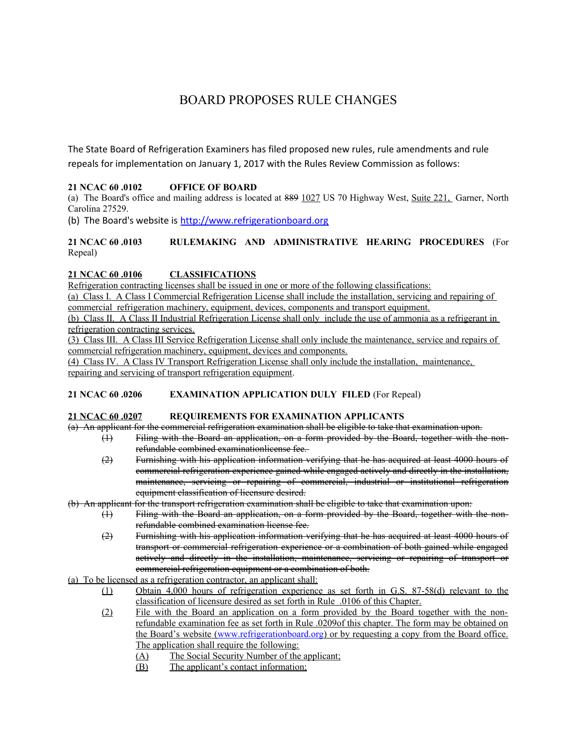# BOARD PROPOSES RULE CHANGES

The State Board of Refrigeration Examiners has filed proposed new rules, rule amendments and rule repeals for implementation on January 1, 2017 with the Rules Review Commission as follows:

**21 NCAC 60 .0102 OFFICE OF BOARD**

(a) The Board's office and mailing address is located at ~~889~~ 1027 US 70 Highway West, Suite 221, Garner, North Carolina 27529.

(b) The Board's website is http://www.refrigerationboard.org

**21 NCAC 60 .0103 RULEMAKING AND ADMINISTRATIVE HEARING PROCEDURES** (For Repeal)

**21 NCAC 60 .0106 CLASSIFICATIONS**

Refrigeration contracting licenses shall be issued in one or more of the following classifications:

(a) Class I. A Class I Commercial Refrigeration License shall include the installation, servicing and repairing of commercial refrigeration machinery, equipment, devices, components and transport equipment.

(b) Class II. A Class II Industrial Refrigeration License shall only include the use of ammonia as a refrigerant in refrigeration contracting services.

(3) Class III. A Class III Service Refrigeration License shall only include the maintenance, service and repairs of commercial refrigeration machinery, equipment, devices and components.

(4) Class IV. A Class IV Transport Refrigeration License shall only include the installation, maintenance, repairing and servicing of transport refrigeration equipment.

**21 NCAC 60 .0206 EXAMINATION APPLICATION DULY FILED** (For Repeal)

**21 NCAC 60 .0207 REQUIREMENTS FOR EXAMINATION APPLICANTS**

~~(a) An applicant for the commercial refrigeration examination shall be eligible to take that examination upon.~~

- ~~(1) Filing with the Board an application, on a form provided by the Board, together with the non-refundable combined examinationlicense fee.~~
- ~~(2) Furnishing with his application information verifying that he has acquired at least 4000 hours of commercial refrigeration experience gained while engaged actively and directly in the installation, maintenance, servicing or repairing of commercial, industrial or institutional refrigeration equipment classification of licensure desired.~~

~~(b) An applicant for the transport refrigeration examination shall be eligible to take that examination upon:~~

- ~~(1) Filing with the Board an application, on a form provided by the Board, together with the non-refundable combined examination license fee.~~
- ~~(2) Furnishing with his application information verifying that he has acquired at least 4000 hours of transport or commercial refrigeration experience or a combination of both gained while engaged actively and directly in the installation, maintenance, servicing or repairing of transport or commercial refrigeration equipment or a combination of both.~~

(a) To be licensed as a refrigeration contractor, an applicant shall:

- (1) Obtain 4,000 hours of refrigeration experience as set forth in G.S. 87-58(d) relevant to the classification of licensure desired as set forth in Rule .0106 of this Chapter.
- (2) File with the Board an application on a form provided by the Board together with the non-refundable examination fee as set forth in Rule .0209of this chapter. The form may be obtained on the Board's website (www.refrigerationboard.org) or by requesting a copy from the Board office. The application shall require the following:
  - (A) The Social Security Number of the applicant;
  - (B) The applicant's contact information;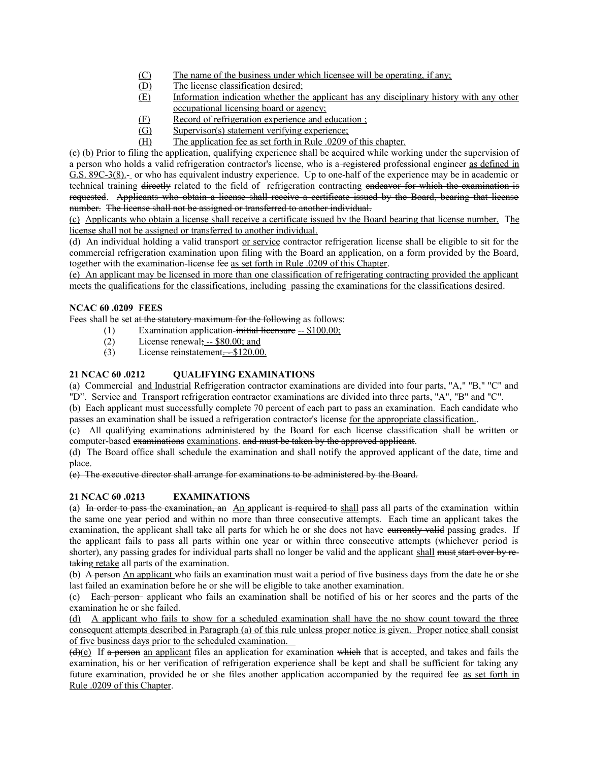(C) <u>The name of the business under which licensee will be operating, if any;</u>
(D) <u>The license classification desired;</u>
(E) <u>Information indication whether the applicant has any disciplinary history with any other occupational licensing board or agency;</u>
(F) <u>Record of refrigeration experience and education ;</u>
(G) <u>Supervisor(s) statement verifying experience;</u>
(H) <u>The application fee as set forth in Rule .0209 of this chapter.</u>

~~(c)~~ <u>(b)</u> Prior to filing the application, ~~qualifying~~ experience shall be acquired while working under the supervision of a person who holds a valid refrigeration contractor's license, who is a ~~registered~~ professional engineer <u>as defined in G.S. 89C-3(8).</u> or who has equivalent industry experience. Up to one-half of the experience may be in academic or technical training ~~directly~~ related to the field of <u>refrigeration contracting</u> ~~endeavor for which the examination is requested~~. ~~Applicants who obtain a license shall receive a certificate issued by the Board, bearing that license number. The license shall not be assigned or transferred to another individual.~~

<u>(c) Applicants who obtain a license shall receive a certificate issued by the Board bearing that license number. The license shall not be assigned or transferred to another individual.</u>

(d) An individual holding a valid transport <u>or service</u> contractor refrigeration license shall be eligible to sit for the commercial refrigeration examination upon filing with the Board an application, on a form provided by the Board, together with the examination ~~license~~ fee <u>as set forth in Rule .0209 of this Chapter</u>.

<u>(e) An applicant may be licensed in more than one classification of refrigerating contracting provided the applicant meets the qualifications for the classifications, including passing the examinations for the classifications desired</u>.

**NCAC 60 .0209 FEES**

Fees shall be set ~~at the statutory maximum for the following~~ as follows:

(1) Examination application ~~initial licensure~~ <u>-- \$100.00;</u>
(2) License renewal~~;~~ <u>-- \$80.00; and</u>
(3) License reinstatement~~, —~~<u>\$120.00.</u>

**21 NCAC 60 .0212 QUALIFYING EXAMINATIONS**

(a) Commercial <u>and Industrial</u> Refrigeration contractor examinations are divided into four parts, "A," "B," "C" and "D". Service <u>and Transport</u> refrigeration contractor examinations are divided into three parts, "A", "B" and "C".

(b) Each applicant must successfully complete 70 percent of each part to pass an examination. Each candidate who passes an examination shall be issued a refrigeration contractor's license <u>for the appropriate classification.</u>.

(c) All qualifying examinations administered by the Board for each license classification shall be written or computer-based ~~examinations~~ <u>examinations</u>. ~~and must be taken by the approved applicant~~.

(d) The Board office shall schedule the examination and shall notify the approved applicant of the date, time and place.

~~(e) The executive director shall arrange for examinations to be administered by the Board.~~

**<u>21</u> NCAC 60 .0213 EXAMINATIONS**

(a) ~~In order to pass the examination, an~~ <u>An</u> applicant ~~is required to~~ <u>shall</u> pass all parts of the examination within the same one year period and within no more than three consecutive attempts. Each time an applicant takes the examination, the applicant shall take all parts for which he or she does not have ~~currently valid~~ passing grades. If the applicant fails to pass all parts within one year or within three consecutive attempts (whichever period is shorter), any passing grades for individual parts shall no longer be valid and the applicant <u>shall</u> ~~must start over by re-taking~~ <u>retake</u> all parts of the examination.

(b) ~~A person~~ <u>An applicant</u> who fails an examination must wait a period of five business days from the date he or she last failed an examination before he or she will be eligible to take another examination.

(c) Each ~~person~~ applicant who fails an examination shall be notified of his or her scores and the parts of the examination he or she failed.

<u>(d) A applicant who fails to show for a scheduled examination shall have the no show count toward the three consequent attempts described in Paragraph (a) of this rule unless proper notice is given. Proper notice shall consist of five business days prior to the scheduled examination.</u>

~~(d)~~<u>(e)</u> If ~~a person~~ <u>an applicant</u> files an application for examination ~~which~~ that is accepted, and takes and fails the examination, his or her verification of refrigeration experience shall be kept and shall be sufficient for taking any future examination, provided he or she files another application accompanied by the required fee <u>as set forth in Rule .0209 of this Chapter</u>.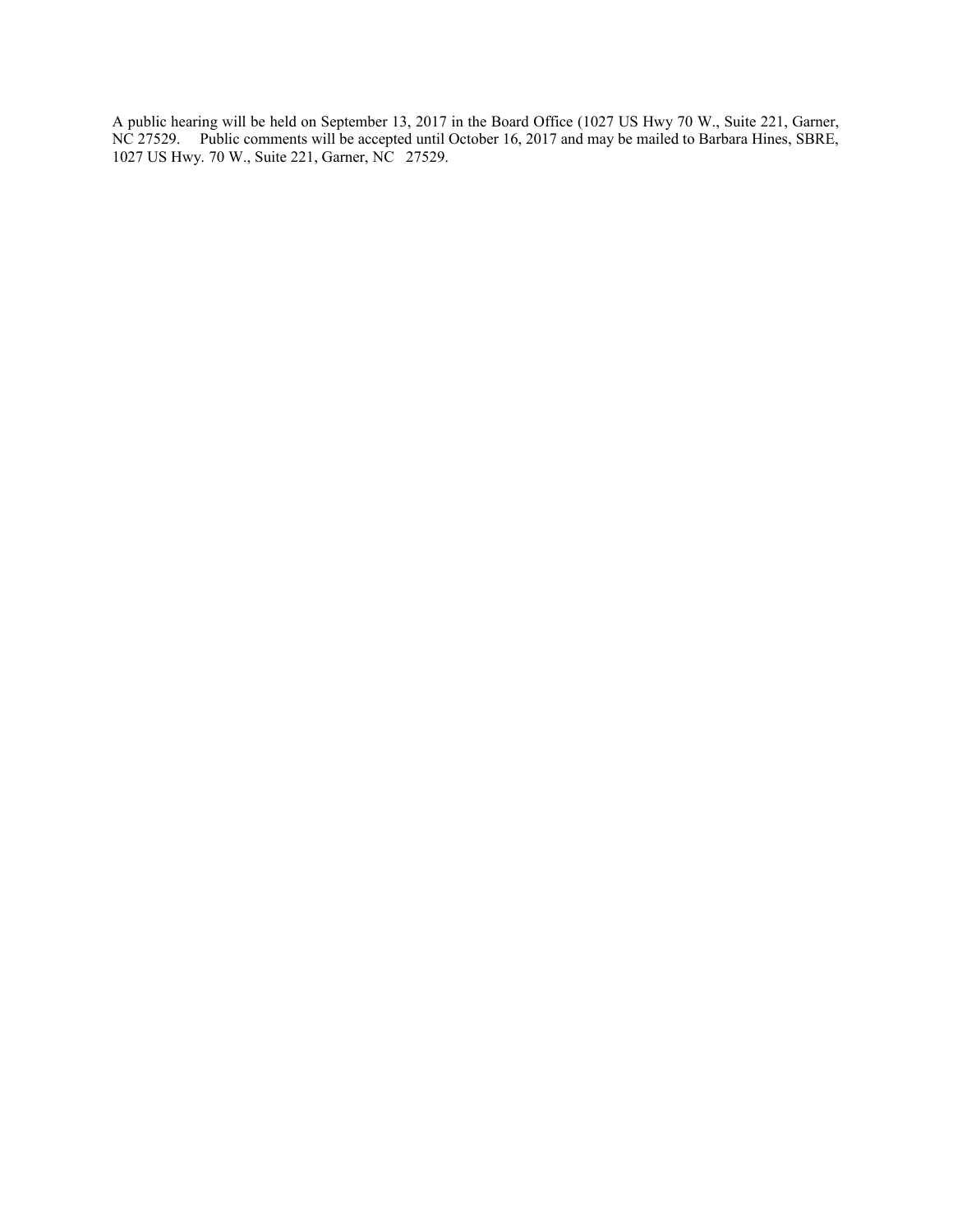A public hearing will be held on September 13, 2017 in the Board Office (1027 US Hwy 70 W., Suite 221, Garner, NC 27529. Public comments will be accepted until October 16, 2017 and may be mailed to Barbara Hines, SBRE, 1027 US Hwy. 70 W., Suite 221, Garner, NC 27529.